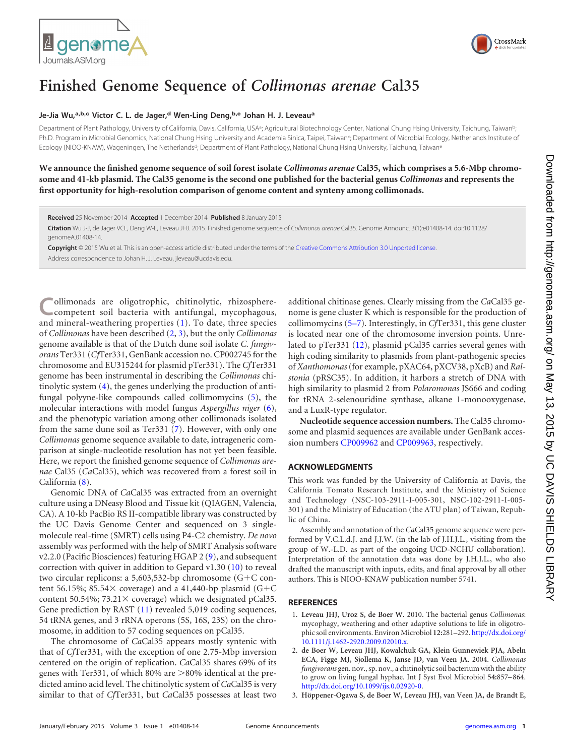# Finished Genome Sequence of *Collimonas arenae* Cal35

**Je-Jia Wu,[a,b,c] Victor C. L. de Jager,[d] Wen-Ling Deng,[b,e] Johan H. J. Leveau[a]**

Department of Plant Pathology, University of California, Davis, California, USA[a]; Agricultural Biotechnology Center, National Chung Hsing University, Taichung, Taiwan[b]; Ph.D. Program in Microbial Genomics, National Chung Hsing University and Academia Sinica, Taipei, Taiwan[c]; Department of Microbial Ecology, Netherlands Institute of Ecology (NIOO-KNAW), Wageningen, The Netherlands[d]; Department of Plant Pathology, National Chung Hsing University, Taichung, Taiwan[e]

**We announce the finished genome sequence of soil forest isolate *Collimonas arenae* Cal35, which comprises a 5.6-Mbp chromosome and 41-kb plasmid. The Cal35 genome is the second one published for the bacterial genus *Collimonas* and represents the first opportunity for high-resolution comparison of genome content and synteny among collimonads.**

**Received** 25 November 2014 **Accepted** 1 December 2014 **Published** 8 January 2015

**Citation** Wu J-J, de Jager VCL, Deng W-L, Leveau JHJ. 2015. Finished genome sequence of *Collimonas arenae* Cal35. Genome Announc. 3(1):e01408-14. doi:10.1128/genomeA.01408-14.

**Copyright** © 2015 Wu et al. This is an open-access article distributed under the terms of the Creative Commons Attribution 3.0 Unported license.

Address correspondence to Johan H. J. Leveau, jleveau@ucdavis.edu.

Collimonads are oligotrophic, chitinolytic, rhizosphere-competent soil bacteria with antifungal, mycophagous, and mineral-weathering properties (1). To date, three species of *Collimonas* have been described (2, 3), but the only *Collimonas* genome available is that of the Dutch dune soil isolate *C. fungivorans* Ter331 (*Cf*Ter331, GenBank accession no. CP002745 for the chromosome and EU315244 for plasmid pTer331). The *Cf*Ter331 genome has been instrumental in describing the *Collimonas* chitinolytic system (4), the genes underlying the production of antifungal polyyne-like compounds called collimomycins (5), the molecular interactions with model fungus *Aspergillus niger* (6), and the phenotypic variation among other collimonads isolated from the same dune soil as Ter331 (7). However, with only one *Collimonas* genome sequence available to date, intrageneric comparison at single-nucleotide resolution has not yet been feasible. Here, we report the finished genome sequence of *Collimonas arenae* Cal35 (*Ca*Cal35), which was recovered from a forest soil in California (8).

Genomic DNA of *Ca*Cal35 was extracted from an overnight culture using a DNeasy Blood and Tissue kit (QIAGEN, Valencia, CA). A 10-kb PacBio RS II-compatible library was constructed by the UC Davis Genome Center and sequenced on 3 single-molecule real-time (SMRT) cells using P4-C2 chemistry. *De novo* assembly was performed with the help of SMRT Analysis software v2.2.0 (Pacific Biosciences) featuring HGAP 2 (9), and subsequent correction with quiver in addition to Gepard v1.30 (10) to reveal two circular replicons: a 5,603,532-bp chromosome (G+C content 56.15%; 85.54× coverage) and a 41,440-bp plasmid (G+C content 50.54%; 73.21× coverage) which we designated pCal35. Gene prediction by RAST (11) revealed 5,019 coding sequences, 54 tRNA genes, and 3 rRNA operons (5S, 16S, 23S) on the chromosome, in addition to 57 coding sequences on pCal35.

The chromosome of *Ca*Cal35 appears mostly syntenic with that of *Cf*Ter331, with the exception of one 2.75-Mbp inversion centered on the origin of replication. *Ca*Cal35 shares 69% of its genes with Ter331, of which 80% are >80% identical at the predicted amino acid level. The chitinolytic system of *Ca*Cal35 is very similar to that of *Cf*Ter331, but *Ca*Cal35 possesses at least two additional chitinase genes. Clearly missing from the *Ca*Cal35 genome is gene cluster K which is responsible for the production of collimomycins (5–7). Interestingly, in *Cf*Ter331, this gene cluster is located near one of the chromosome inversion points. Unrelated to pTer331 (12), plasmid pCal35 carries several genes with high coding similarity to plasmids from plant-pathogenic species of *Xanthomonas* (for example, pXAC64, pXCV38, pXcB) and *Ralstonia* (pRSC35). In addition, it harbors a stretch of DNA with high similarity to plasmid 2 from *Polaromonas* JS666 and coding for tRNA 2-selenouridine synthase, alkane 1-monooxygenase, and a LuxR-type regulator.

**Nucleotide sequence accession numbers.** The Cal35 chromosome and plasmid sequences are available under GenBank accession numbers CP009962 and CP009963, respectively.

## ACKNOWLEDGMENTS

This work was funded by the University of California at Davis, the California Tomato Research Institute, and the Ministry of Science and Technology (NSC-103-2911-I-005-301, NSC-102-2911-I-005-301) and the Ministry of Education (the ATU plan) of Taiwan, Republic of China.

Assembly and annotation of the *Ca*Cal35 genome sequence were performed by V.C.L.d.J. and J.J.W. (in the lab of J.H.J.L., visiting from the group of W.-L.D. as part of the ongoing UCD-NCHU collaboration). Interpretation of the annotation data was done by J.H.J.L., who also drafted the manuscript with inputs, edits, and final approval by all other authors. This is NIOO-KNAW publication number 5741.

## REFERENCES

1. **Leveau JHJ, Uroz S, de Boer W.** 2010. The bacterial genus *Collimonas*: mycophagy, weathering and other adaptive solutions to life in oligotrophic soil environments. Environ Microbiol **12:**281–292. http://dx.doi.org/10.1111/j.1462-2920.2009.02010.x.
2. **de Boer W, Leveau JHJ, Kowalchuk GA, Klein Gunnewiek PJA, Abeln ECA, Figge MJ, Sjollema K, Janse JD, van Veen JA.** 2004. *Collimonas fungivorans* gen. nov., sp. nov., a chitinolytic soil bacterium with the ability to grow on living fungal hyphae. Int J Syst Evol Microbiol **54:**857–864. http://dx.doi.org/10.1099/ijs.0.02920-0.
3. **Höppener-Ogawa S, de Boer W, Leveau JHJ, van Veen JA, de Brandt E,**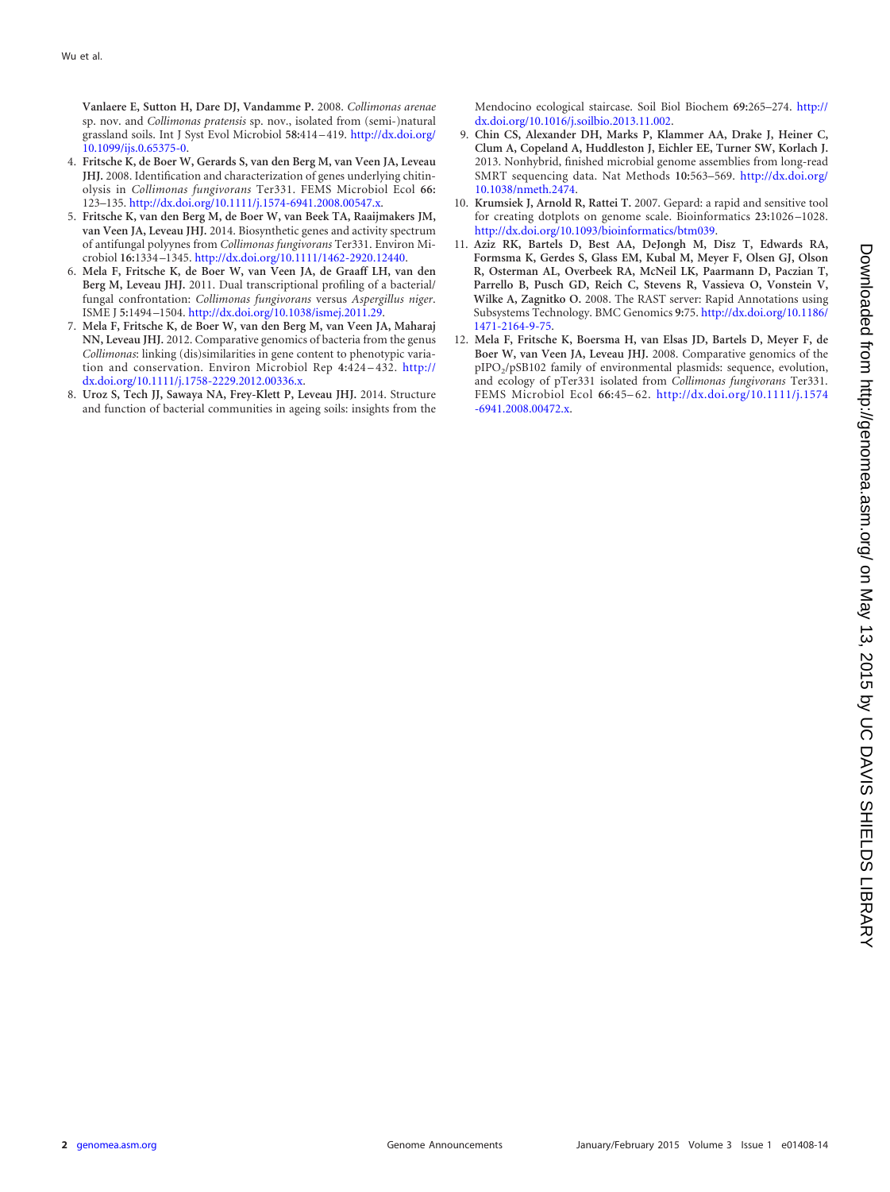Vanlaere E, Sutton H, Dare DJ, Vandamme P. 2008. *Collimonas arenae* sp. nov. and *Collimonas pratensis* sp. nov., isolated from (semi-)natural grassland soils. Int J Syst Evol Microbiol **58:**414–419. http://dx.doi.org/10.1099/ijs.0.65375-0.

4. **Fritsche K, de Boer W, Gerards S, van den Berg M, van Veen JA, Leveau JHJ.** 2008. Identification and characterization of genes underlying chitinolysis in *Collimonas fungivorans* Ter331. FEMS Microbiol Ecol **66:** 123–135. http://dx.doi.org/10.1111/j.1574-6941.2008.00547.x.
5. **Fritsche K, van den Berg M, de Boer W, van Beek TA, Raaijmakers JM, van Veen JA, Leveau JHJ.** 2014. Biosynthetic genes and activity spectrum of antifungal polyynes from *Collimonas fungivorans* Ter331. Environ Microbiol **16:**1334–1345. http://dx.doi.org/10.1111/1462-2920.12440.
6. **Mela F, Fritsche K, de Boer W, van Veen JA, de Graaff LH, van den Berg M, Leveau JHJ.** 2011. Dual transcriptional profiling of a bacterial/fungal confrontation: *Collimonas fungivorans* versus *Aspergillus niger*. ISME J **5:**1494–1504. http://dx.doi.org/10.1038/ismej.2011.29.
7. **Mela F, Fritsche K, de Boer W, van den Berg M, van Veen JA, Maharaj NN, Leveau JHJ.** 2012. Comparative genomics of bacteria from the genus *Collimonas*: linking (dis)similarities in gene content to phenotypic variation and conservation. Environ Microbiol Rep **4:**424–432. http://dx.doi.org/10.1111/j.1758-2229.2012.00336.x.
8. **Uroz S, Tech JJ, Sawaya NA, Frey-Klett P, Leveau JHJ.** 2014. Structure and function of bacterial communities in ageing soils: insights from the Mendocino ecological staircase. Soil Biol Biochem **69:**265–274. http://dx.doi.org/10.1016/j.soilbio.2013.11.002.
9. **Chin CS, Alexander DH, Marks P, Klammer AA, Drake J, Heiner C, Clum A, Copeland A, Huddleston J, Eichler EE, Turner SW, Korlach J.** 2013. Nonhybrid, finished microbial genome assemblies from long-read SMRT sequencing data. Nat Methods **10:**563–569. http://dx.doi.org/10.1038/nmeth.2474.
10. **Krumsiek J, Arnold R, Rattei T.** 2007. Gepard: a rapid and sensitive tool for creating dotplots on genome scale. Bioinformatics **23:**1026–1028. http://dx.doi.org/10.1093/bioinformatics/btm039.
11. **Aziz RK, Bartels D, Best AA, DeJongh M, Disz T, Edwards RA, Formsma K, Gerdes S, Glass EM, Kubal M, Meyer F, Olsen GJ, Olson R, Osterman AL, Overbeek RA, McNeil LK, Paarmann D, Paczian T, Parrello B, Pusch GD, Reich C, Stevens R, Vassieva O, Vonstein V, Wilke A, Zagnitko O.** 2008. The RAST server: Rapid Annotations using Subsystems Technology. BMC Genomics **9:**75. http://dx.doi.org/10.1186/1471-2164-9-75.
12. **Mela F, Fritsche K, Boersma H, van Elsas JD, Bartels D, Meyer F, de Boer W, van Veen JA, Leveau JHJ.** 2008. Comparative genomics of the $pIPO_2$/pSB102 family of environmental plasmids: sequence, evolution, and ecology of pTer331 isolated from *Collimonas fungivorans* Ter331. FEMS Microbiol Ecol **66:**45–62. http://dx.doi.org/10.1111/j.1574-6941.2008.00472.x.